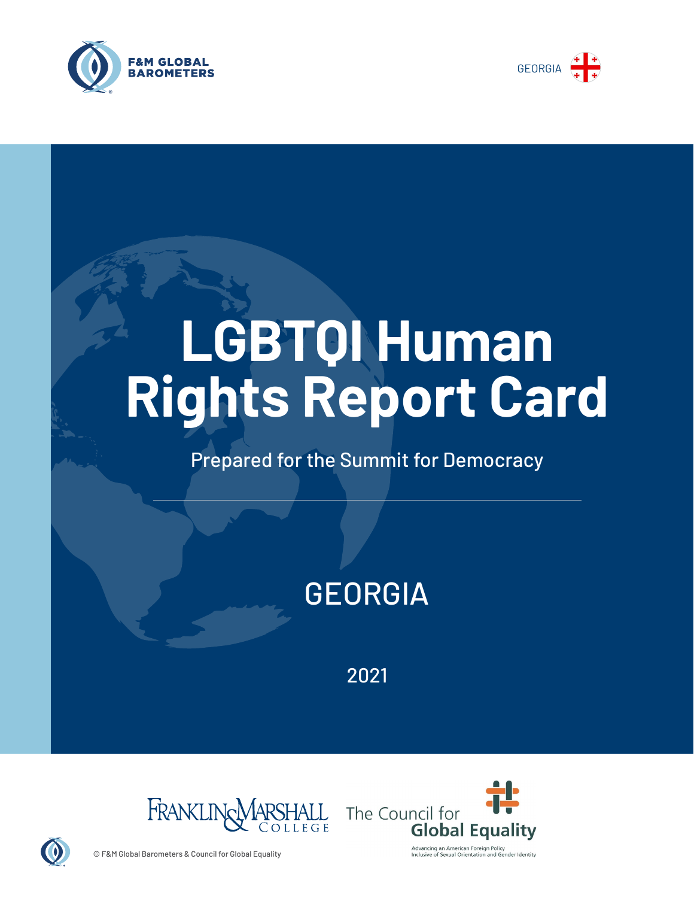F&M GLOBAL BAROMETERS

GEORGIA

# LGBTQI Human Rights Report Card

Prepared for the Summit for Democracy

## GEORGIA

2021

Franklin & Marshall College

The Council for Global Equality

Advancing an American Foreign Policy Inclusive of Sexual Orientation and Gender Identity

© F&M Global Barometers & Council for Global Equality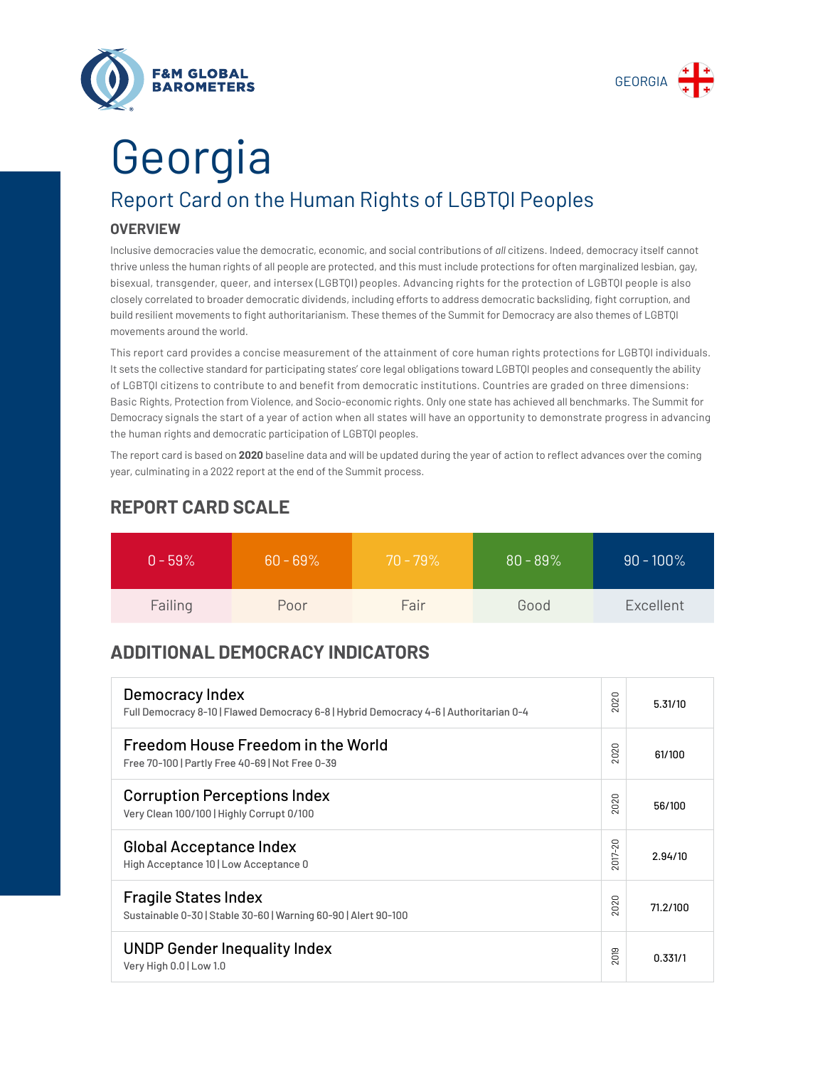F&M GLOBAL BAROMETERS

GEORGIA

# Georgia

## Report Card on the Human Rights of LGBTQI Peoples

### OVERVIEW

Inclusive democracies value the democratic, economic, and social contributions of *all* citizens. Indeed, democracy itself cannot thrive unless the human rights of all people are protected, and this must include protections for often marginalized lesbian, gay, bisexual, transgender, queer, and intersex (LGBTQI) peoples. Advancing rights for the protection of LGBTQI people is also closely correlated to broader democratic dividends, including efforts to address democratic backsliding, fight corruption, and build resilient movements to fight authoritarianism. These themes of the Summit for Democracy are also themes of LGBTQI movements around the world.

This report card provides a concise measurement of the attainment of core human rights protections for LGBTQI individuals. It sets the collective standard for participating states' core legal obligations toward LGBTQI peoples and consequently the ability of LGBTQI citizens to contribute to and benefit from democratic institutions. Countries are graded on three dimensions: Basic Rights, Protection from Violence, and Socio-economic rights. Only one state has achieved all benchmarks. The Summit for Democracy signals the start of a year of action when all states will have an opportunity to demonstrate progress in advancing the human rights and democratic participation of LGBTQI peoples.

The report card is based on **2020** baseline data and will be updated during the year of action to reflect advances over the coming year, culminating in a 2022 report at the end of the Summit process.

### REPORT CARD SCALE

| 0 - 59% | 60 - 69% | 70 - 79% | 80 - 89% | 90 - 100% |
|---|---|---|---|---|
| Failing | Poor | Fair | Good | Excellent |

### ADDITIONAL DEMOCRACY INDICATORS

| Indicator | Year | Score |
|---|---|---|
| **Democracy Index**<br>Full Democracy 8-10 \| Flawed Democracy 6-8 \| Hybrid Democracy 4-6 \| Authoritarian 0-4 | 2020 | 5.31/10 |
| **Freedom House Freedom in the World**<br>Free 70-100 \| Partly Free 40-69 \| Not Free 0-39 | 2020 | 61/100 |
| **Corruption Perceptions Index**<br>Very Clean 100/100 \| Highly Corrupt 0/100 | 2020 | 56/100 |
| **Global Acceptance Index**<br>High Acceptance 10 \| Low Acceptance 0 | 2017-20 | 2.94/10 |
| **Fragile States Index**<br>Sustainable 0-30 \| Stable 30-60 \| Warning 60-90 \| Alert 90-100 | 2020 | 71.2/100 |
| **UNDP Gender Inequality Index**<br>Very High 0.0 \| Low 1.0 | 2019 | 0.331/1 |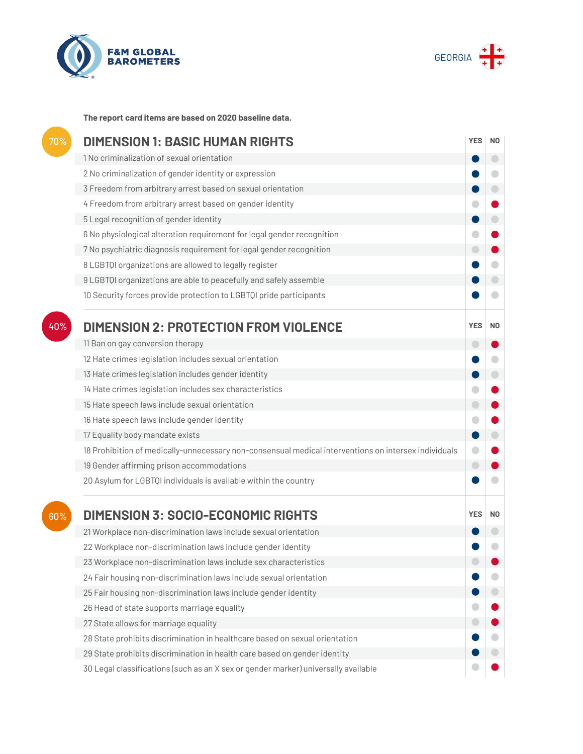F&M GLOBAL BAROMETERS

GEORGIA

**The report card items are based on 2020 baseline data.**

## 70% DIMENSION 1: BASIC HUMAN RIGHTS

| | YES | NO |
|---|---|---|
| 1 No criminalization of sexual orientation | ● | |
| 2 No criminalization of gender identity or expression | ● | |
| 3 Freedom from arbitrary arrest based on sexual orientation | ● | |
| 4 Freedom from arbitrary arrest based on gender identity | | ● |
| 5 Legal recognition of gender identity | ● | |
| 6 No physiological alteration requirement for legal gender recognition | | ● |
| 7 No psychiatric diagnosis requirement for legal gender recognition | | ● |
| 8 LGBTQI organizations are allowed to legally register | ● | |
| 9 LGBTQI organizations are able to peacefully and safely assemble | ● | |
| 10 Security forces provide protection to LGBTQI pride participants | ● | |

## 40% DIMENSION 2: PROTECTION FROM VIOLENCE

| | YES | NO |
|---|---|---|
| 11 Ban on gay conversion therapy | | ● |
| 12 Hate crimes legislation includes sexual orientation | ● | |
| 13 Hate crimes legislation includes gender identity | ● | |
| 14 Hate crimes legislation includes sex characteristics | | ● |
| 15 Hate speech laws include sexual orientation | | ● |
| 16 Hate speech laws include gender identity | | ● |
| 17 Equality body mandate exists | ● | |
| 18 Prohibition of medically-unnecessary non-consensual medical interventions on intersex individuals | | ● |
| 19 Gender affirming prison accommodations | | ● |
| 20 Asylum for LGBTQI individuals is available within the country | ● | |

## 60% DIMENSION 3: SOCIO-ECONOMIC RIGHTS

| | YES | NO |
|---|---|---|
| 21 Workplace non-discrimination laws include sexual orientation | ● | |
| 22 Workplace non-discrimination laws include gender identity | ● | |
| 23 Workplace non-discrimination laws include sex characteristics | | ● |
| 24 Fair housing non-discrimination laws include sexual orientation | ● | |
| 25 Fair housing non-discrimination laws include gender identity | ● | |
| 26 Head of state supports marriage equality | | ● |
| 27 State allows for marriage equality | | ● |
| 28 State prohibits discrimination in healthcare based on sexual orientation | ● | |
| 29 State prohibits discrimination in health care based on gender identity | ● | |
| 30 Legal classifications (such as an X sex or gender marker) universally available | | ● |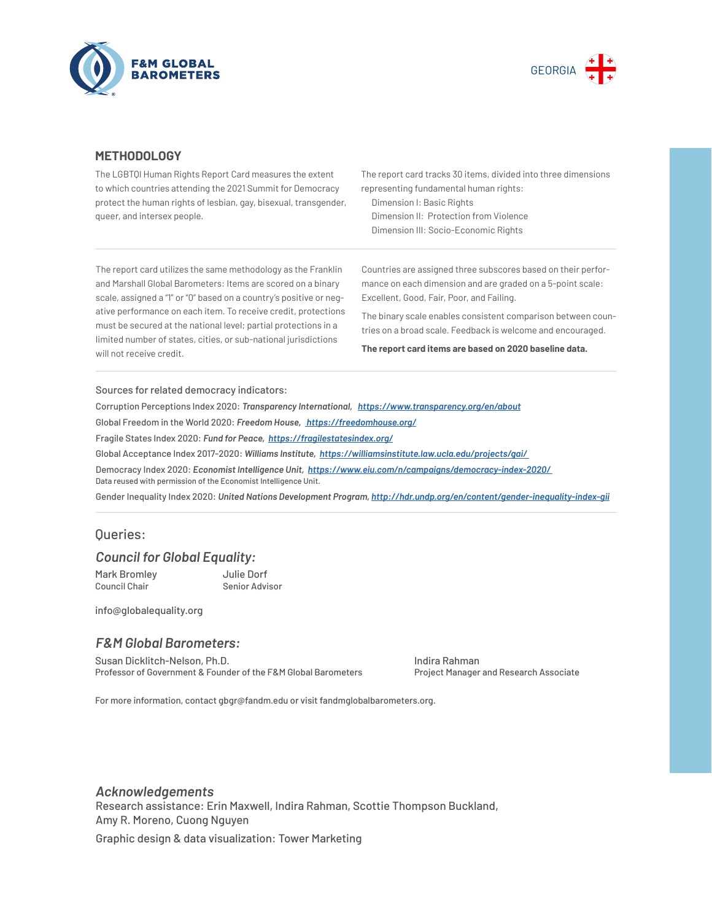F&M GLOBAL BAROMETERS

GEORGIA

## METHODOLOGY

The LGBTQI Human Rights Report Card measures the extent to which countries attending the 2021 Summit for Democracy protect the human rights of lesbian, gay, bisexual, transgender, queer, and intersex people.

The report card tracks 30 items, divided into three dimensions representing fundamental human rights:

- Dimension I: Basic Rights
- Dimension II: Protection from Violence
- Dimension III: Socio-Economic Rights

The report card utilizes the same methodology as the Franklin and Marshall Global Barometers: Items are scored on a binary scale, assigned a "1" or "0" based on a country's positive or negative performance on each item. To receive credit, protections must be secured at the national level; partial protections in a limited number of states, cities, or sub-national jurisdictions will not receive credit.

Countries are assigned three subscores based on their performance on each dimension and are graded on a 5-point scale: Excellent, Good, Fair, Poor, and Failing.

The binary scale enables consistent comparison between countries on a broad scale. Feedback is welcome and encouraged.

**The report card items are based on 2020 baseline data.**

Sources for related democracy indicators:

Corruption Perceptions Index 2020: ***Transparency International,*** ***https://www.transparency.org/en/about***

Global Freedom in the World 2020: ***Freedom House,*** ***https://freedomhouse.org/***

Fragile States Index 2020: ***Fund for Peace,*** ***https://fragilestatesindex.org/***

Global Acceptance Index 2017-2020: ***Williams Institute,*** ***https://williamsinstitute.law.ucla.edu/projects/gai/***

Democracy Index 2020: ***Economist Intelligence Unit,*** ***https://www.eiu.com/n/campaigns/democracy-index-2020/***
Data reused with permission of the Economist Intelligence Unit.

Gender Inequality Index 2020: ***United Nations Development Program,*** ***http://hdr.undp.org/en/content/gender-inequality-index-gii***

## Queries:

### *Council for Global Equality:*

Mark Bromley
Council Chair

Julie Dorf
Senior Advisor

info@globalequality.org

### *F&M Global Barometers:*

Susan Dicklitch-Nelson, Ph.D.
Professor of Government & Founder of the F&M Global Barometers

Indira Rahman
Project Manager and Research Associate

For more information, contact gbgr@fandm.edu or visit fandmglobalbarometers.org.

### *Acknowledgements*

Research assistance: Erin Maxwell, Indira Rahman, Scottie Thompson Buckland, Amy R. Moreno, Cuong Nguyen

Graphic design & data visualization: Tower Marketing